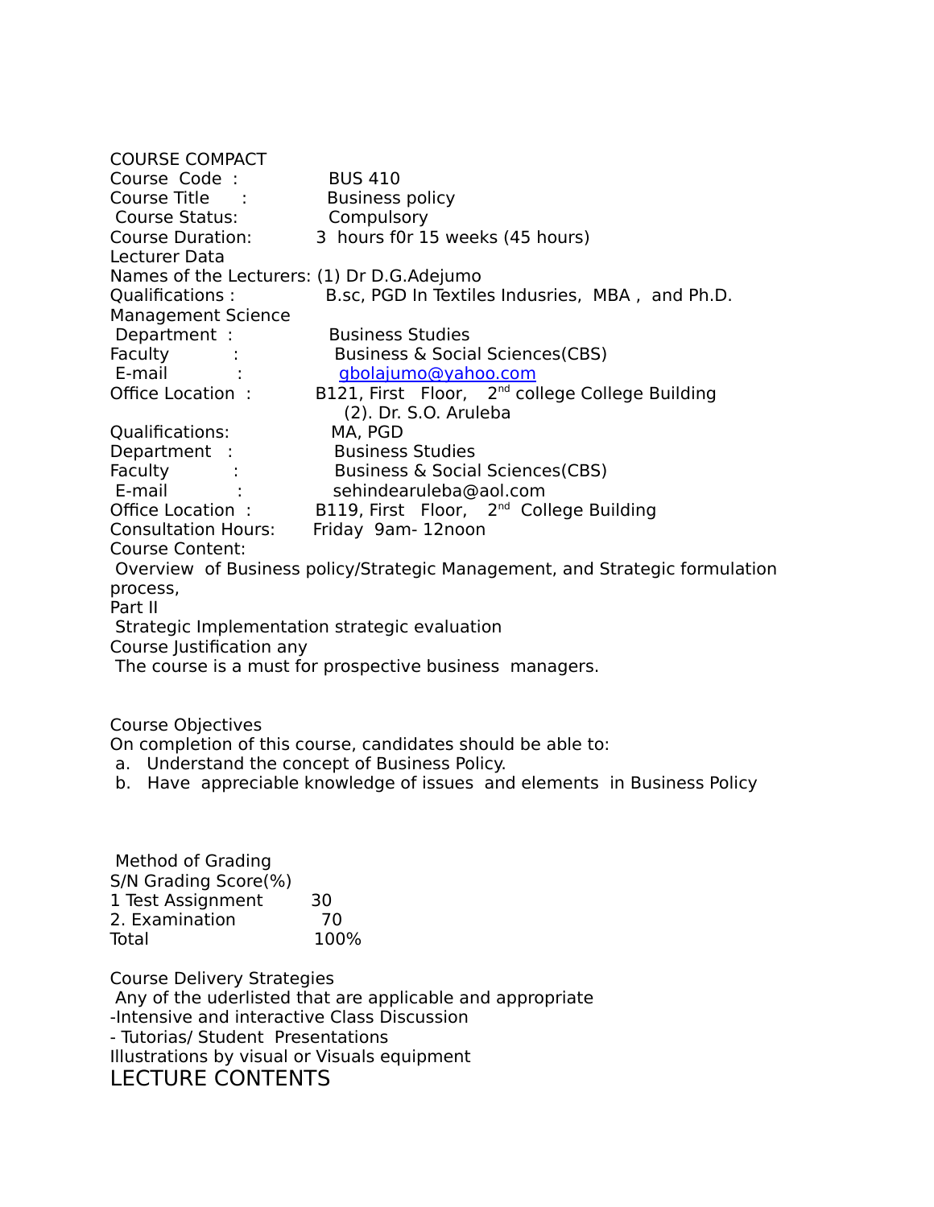COURSE COMPACT

Course Code : BUS 410

Course Title : Business policy

Course Status: Compulsory

Course Duration: 3 hours f0r 15 weeks (45 hours)

Lecturer Data

Names of the Lecturers: (1) Dr D.G.Adejumo

Qualifications : B.sc, PGD In Textiles Indusries, MBA , and Ph.D. Management Science

Department : Business Studies

Faculty : Business & Social Sciences(CBS)

E-mail : gbolajumo@yahoo.com

Office Location : B121, First Floor, 2nd college College Building

(2). Dr. S.O. Aruleba

Qualifications: MA, PGD

Department : Business Studies

Faculty : Business & Social Sciences(CBS)

E-mail : sehindearuleba@aol.com

Office Location : B119, First Floor, 2nd College Building

Consultation Hours: Friday 9am- 12noon

Course Content:

Overview of Business policy/Strategic Management, and Strategic formulation process,

Part II

Strategic Implementation strategic evaluation

Course Justification any

The course is a must for prospective business managers.

Course Objectives

On completion of this course, candidates should be able to:

a. Understand the concept of Business Policy.
b. Have appreciable knowledge of issues and elements in Business Policy

Method of Grading

| S/N Grading | Score(%) |
|---|---|
| 1 Test Assignment | 30 |
| 2. Examination | 70 |
| Total | 100% |

Course Delivery Strategies

Any of the uderlisted that are applicable and appropriate

-Intensive and interactive Class Discussion

- Tutorias/ Student Presentations

Illustrations by visual or Visuals equipment

# LECTURE CONTENTS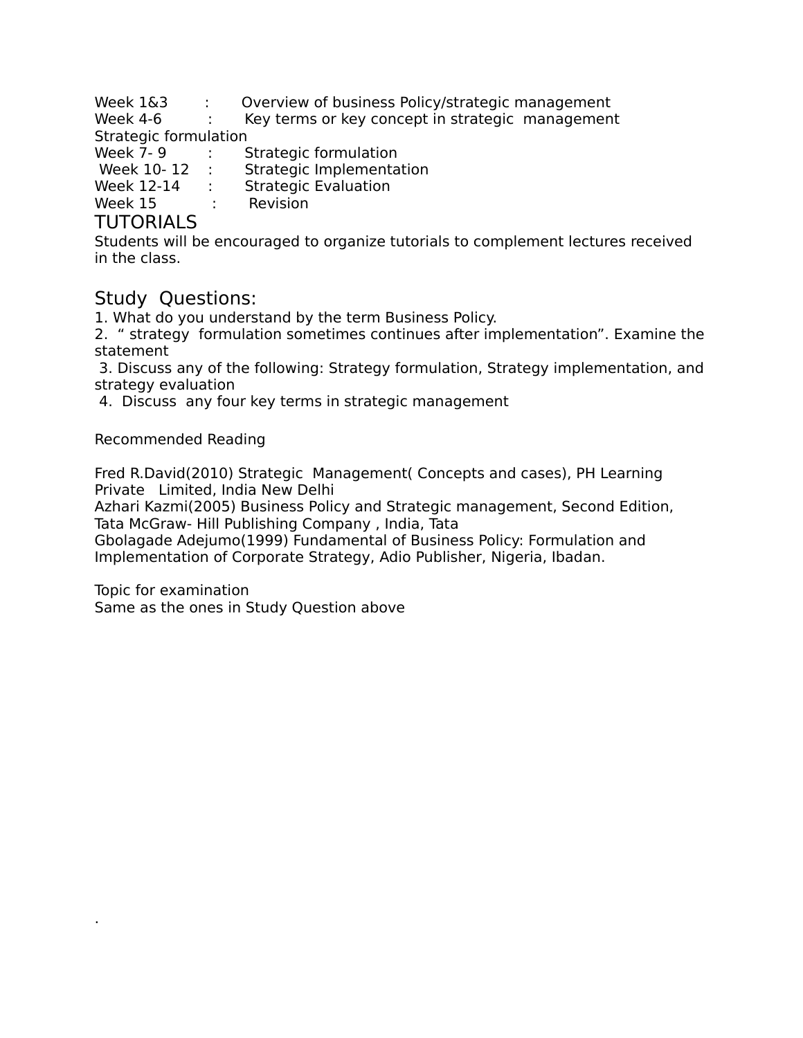Week 1&3 : Overview of business Policy/strategic management
Week 4-6 : Key terms or key concept in strategic management
Strategic formulation
Week 7- 9 : Strategic formulation
Week 10- 12 : Strategic Implementation
Week 12-14 : Strategic Evaluation
Week 15 : Revision

## TUTORIALS

Students will be encouraged to organize tutorials to complement lectures received in the class.

## Study Questions:

1. What do you understand by the term Business Policy.
2. " strategy formulation sometimes continues after implementation". Examine the statement
3. Discuss any of the following: Strategy formulation, Strategy implementation, and strategy evaluation
4. Discuss any four key terms in strategic management

Recommended Reading

Fred R.David(2010) Strategic Management( Concepts and cases), PH Learning Private Limited, India New Delhi
Azhari Kazmi(2005) Business Policy and Strategic management, Second Edition, Tata McGraw- Hill Publishing Company , India, Tata
Gbolagade Adejumo(1999) Fundamental of Business Policy: Formulation and Implementation of Corporate Strategy, Adio Publisher, Nigeria, Ibadan.

Topic for examination
Same as the ones in Study Question above